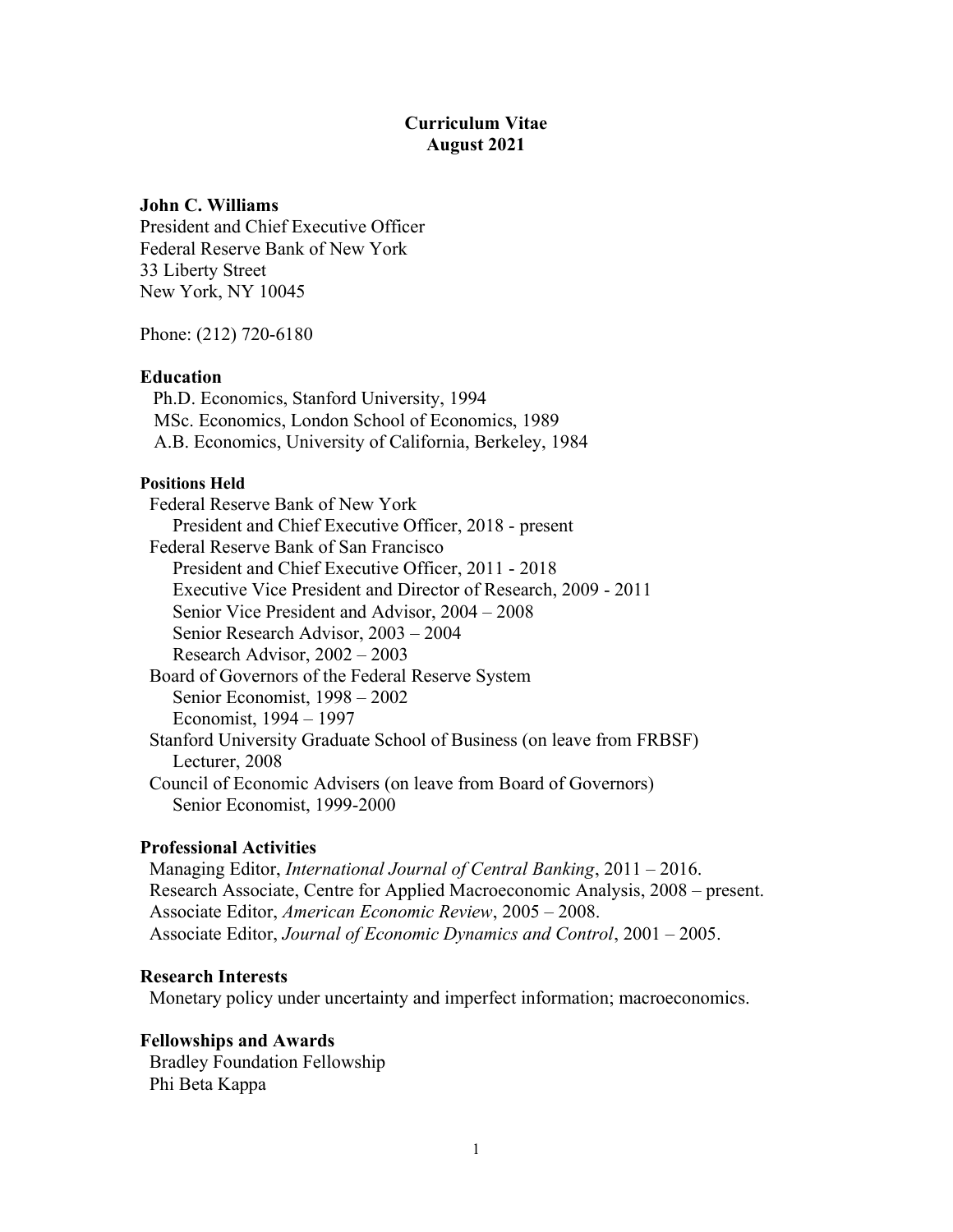# Curriculum Vitae
## August 2021

**John C. Williams**
President and Chief Executive Officer
Federal Reserve Bank of New York
33 Liberty Street
New York, NY 10045

Phone: (212) 720-6180

### Education

Ph.D. Economics, Stanford University, 1994
MSc. Economics, London School of Economics, 1989
A.B. Economics, University of California, Berkeley, 1984

### Positions Held

Federal Reserve Bank of New York
- President and Chief Executive Officer, 2018 - present

Federal Reserve Bank of San Francisco
- President and Chief Executive Officer, 2011 - 2018
- Executive Vice President and Director of Research, 2009 - 2011
- Senior Vice President and Advisor, 2004 – 2008
- Senior Research Advisor, 2003 – 2004
- Research Advisor, 2002 – 2003

Board of Governors of the Federal Reserve System
- Senior Economist, 1998 – 2002
- Economist, 1994 – 1997

Stanford University Graduate School of Business (on leave from FRBSF)
- Lecturer, 2008

Council of Economic Advisers (on leave from Board of Governors)
- Senior Economist, 1999-2000

### Professional Activities

Managing Editor, *International Journal of Central Banking*, 2011 – 2016.
Research Associate, Centre for Applied Macroeconomic Analysis, 2008 – present.
Associate Editor, *American Economic Review*, 2005 – 2008.
Associate Editor, *Journal of Economic Dynamics and Control*, 2001 – 2005.

### Research Interests

Monetary policy under uncertainty and imperfect information; macroeconomics.

### Fellowships and Awards

Bradley Foundation Fellowship
Phi Beta Kappa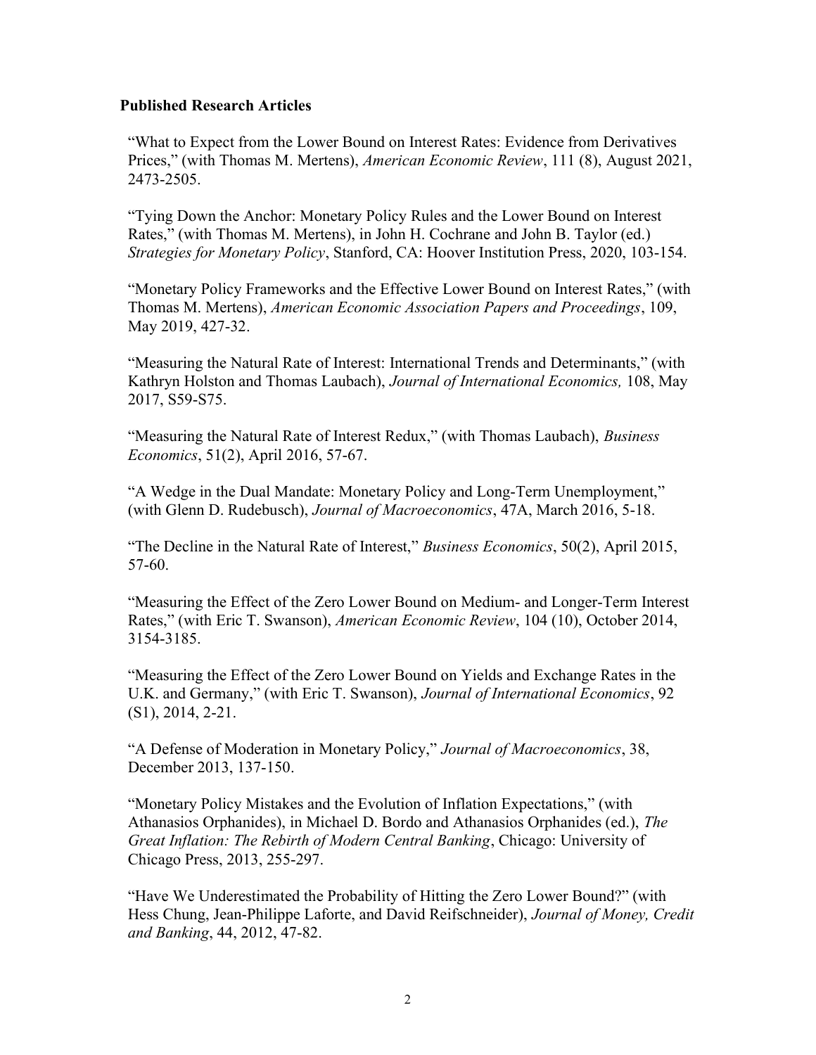**Published Research Articles**

"What to Expect from the Lower Bound on Interest Rates: Evidence from Derivatives Prices," (with Thomas M. Mertens), *American Economic Review*, 111 (8), August 2021, 2473-2505.

"Tying Down the Anchor: Monetary Policy Rules and the Lower Bound on Interest Rates," (with Thomas M. Mertens), in John H. Cochrane and John B. Taylor (ed.) *Strategies for Monetary Policy*, Stanford, CA: Hoover Institution Press, 2020, 103-154.

"Monetary Policy Frameworks and the Effective Lower Bound on Interest Rates," (with Thomas M. Mertens), *American Economic Association Papers and Proceedings*, 109, May 2019, 427-32.

"Measuring the Natural Rate of Interest: International Trends and Determinants," (with Kathryn Holston and Thomas Laubach), *Journal of International Economics,* 108, May 2017, S59-S75.

"Measuring the Natural Rate of Interest Redux," (with Thomas Laubach), *Business Economics*, 51(2), April 2016, 57-67.

"A Wedge in the Dual Mandate: Monetary Policy and Long-Term Unemployment," (with Glenn D. Rudebusch), *Journal of Macroeconomics*, 47A, March 2016, 5-18.

"The Decline in the Natural Rate of Interest," *Business Economics*, 50(2), April 2015, 57-60.

"Measuring the Effect of the Zero Lower Bound on Medium- and Longer-Term Interest Rates," (with Eric T. Swanson), *American Economic Review*, 104 (10), October 2014, 3154-3185.

"Measuring the Effect of the Zero Lower Bound on Yields and Exchange Rates in the U.K. and Germany," (with Eric T. Swanson), *Journal of International Economics*, 92 (S1), 2014, 2-21.

"A Defense of Moderation in Monetary Policy," *Journal of Macroeconomics*, 38, December 2013, 137-150.

"Monetary Policy Mistakes and the Evolution of Inflation Expectations," (with Athanasios Orphanides), in Michael D. Bordo and Athanasios Orphanides (ed.), *The Great Inflation: The Rebirth of Modern Central Banking*, Chicago: University of Chicago Press, 2013, 255-297.

"Have We Underestimated the Probability of Hitting the Zero Lower Bound?" (with Hess Chung, Jean-Philippe Laforte, and David Reifschneider), *Journal of Money, Credit and Banking*, 44, 2012, 47-82.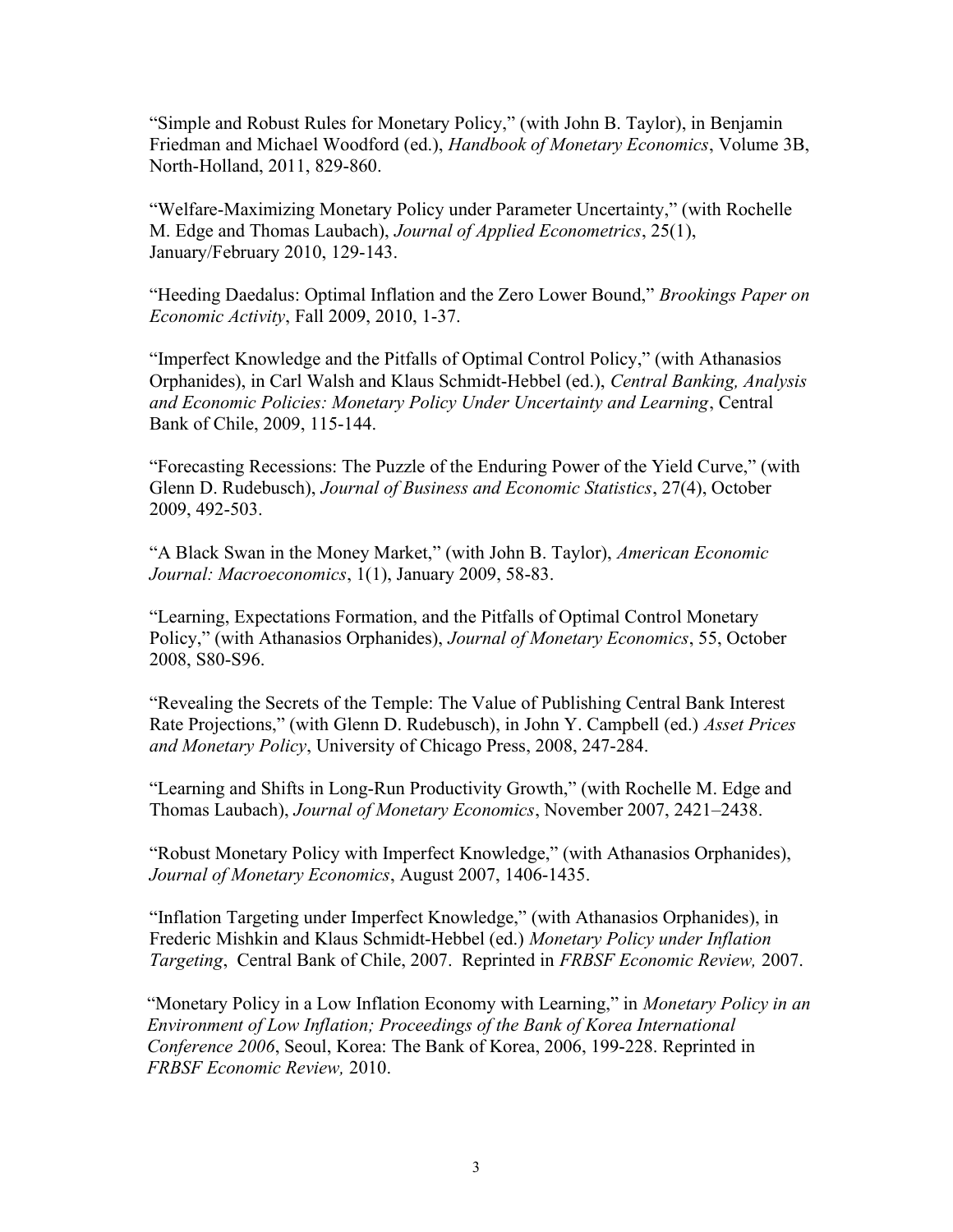"Simple and Robust Rules for Monetary Policy," (with John B. Taylor), in Benjamin Friedman and Michael Woodford (ed.), *Handbook of Monetary Economics*, Volume 3B, North-Holland, 2011, 829-860.

"Welfare-Maximizing Monetary Policy under Parameter Uncertainty," (with Rochelle M. Edge and Thomas Laubach), *Journal of Applied Econometrics*, 25(1), January/February 2010, 129-143.

"Heeding Daedalus: Optimal Inflation and the Zero Lower Bound," *Brookings Paper on Economic Activity*, Fall 2009, 2010, 1-37.

"Imperfect Knowledge and the Pitfalls of Optimal Control Policy," (with Athanasios Orphanides), in Carl Walsh and Klaus Schmidt-Hebbel (ed.), *Central Banking, Analysis and Economic Policies: Monetary Policy Under Uncertainty and Learning*, Central Bank of Chile, 2009, 115-144.

"Forecasting Recessions: The Puzzle of the Enduring Power of the Yield Curve," (with Glenn D. Rudebusch), *Journal of Business and Economic Statistics*, 27(4), October 2009, 492-503.

"A Black Swan in the Money Market," (with John B. Taylor), *American Economic Journal: Macroeconomics*, 1(1), January 2009, 58-83.

"Learning, Expectations Formation, and the Pitfalls of Optimal Control Monetary Policy," (with Athanasios Orphanides), *Journal of Monetary Economics*, 55, October 2008, S80-S96.

"Revealing the Secrets of the Temple: The Value of Publishing Central Bank Interest Rate Projections," (with Glenn D. Rudebusch), in John Y. Campbell (ed.) *Asset Prices and Monetary Policy*, University of Chicago Press, 2008, 247-284.

"Learning and Shifts in Long-Run Productivity Growth," (with Rochelle M. Edge and Thomas Laubach), *Journal of Monetary Economics*, November 2007, 2421–2438.

"Robust Monetary Policy with Imperfect Knowledge," (with Athanasios Orphanides), *Journal of Monetary Economics*, August 2007, 1406-1435.

"Inflation Targeting under Imperfect Knowledge," (with Athanasios Orphanides), in Frederic Mishkin and Klaus Schmidt-Hebbel (ed.) *Monetary Policy under Inflation Targeting*, Central Bank of Chile, 2007. Reprinted in *FRBSF Economic Review,* 2007.

"Monetary Policy in a Low Inflation Economy with Learning," in *Monetary Policy in an Environment of Low Inflation; Proceedings of the Bank of Korea International Conference 2006*, Seoul, Korea: The Bank of Korea, 2006, 199-228. Reprinted in *FRBSF Economic Review,* 2010.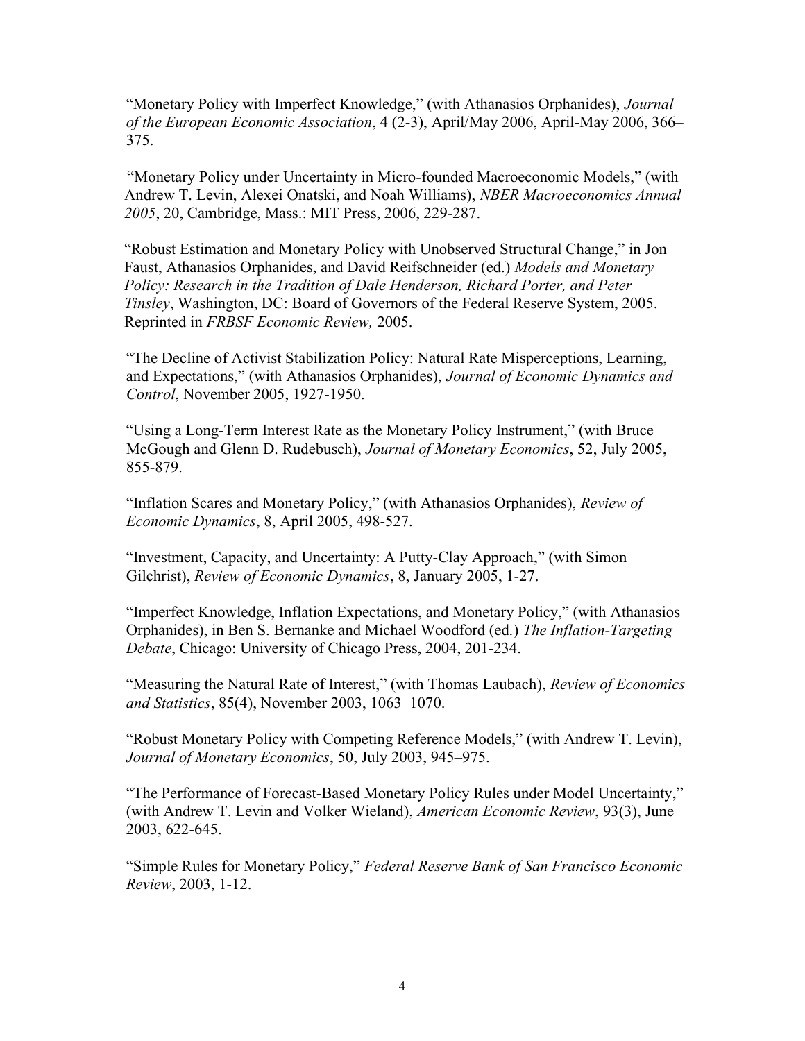"Monetary Policy with Imperfect Knowledge," (with Athanasios Orphanides), *Journal of the European Economic Association*, 4 (2-3), April/May 2006, April-May 2006, 366–375.

"Monetary Policy under Uncertainty in Micro-founded Macroeconomic Models," (with Andrew T. Levin, Alexei Onatski, and Noah Williams), *NBER Macroeconomics Annual 2005*, 20, Cambridge, Mass.: MIT Press, 2006, 229-287.

"Robust Estimation and Monetary Policy with Unobserved Structural Change," in Jon Faust, Athanasios Orphanides, and David Reifschneider (ed.) *Models and Monetary Policy: Research in the Tradition of Dale Henderson, Richard Porter, and Peter Tinsley*, Washington, DC: Board of Governors of the Federal Reserve System, 2005. Reprinted in *FRBSF Economic Review,* 2005.

"The Decline of Activist Stabilization Policy: Natural Rate Misperceptions, Learning, and Expectations," (with Athanasios Orphanides), *Journal of Economic Dynamics and Control*, November 2005, 1927-1950.

"Using a Long-Term Interest Rate as the Monetary Policy Instrument," (with Bruce McGough and Glenn D. Rudebusch), *Journal of Monetary Economics*, 52, July 2005, 855-879.

"Inflation Scares and Monetary Policy," (with Athanasios Orphanides), *Review of Economic Dynamics*, 8, April 2005, 498-527.

"Investment, Capacity, and Uncertainty: A Putty-Clay Approach," (with Simon Gilchrist), *Review of Economic Dynamics*, 8, January 2005, 1-27.

"Imperfect Knowledge, Inflation Expectations, and Monetary Policy," (with Athanasios Orphanides), in Ben S. Bernanke and Michael Woodford (ed.) *The Inflation-Targeting Debate*, Chicago: University of Chicago Press, 2004, 201-234.

"Measuring the Natural Rate of Interest," (with Thomas Laubach), *Review of Economics and Statistics*, 85(4), November 2003, 1063–1070.

"Robust Monetary Policy with Competing Reference Models," (with Andrew T. Levin), *Journal of Monetary Economics*, 50, July 2003, 945–975.

"The Performance of Forecast-Based Monetary Policy Rules under Model Uncertainty," (with Andrew T. Levin and Volker Wieland), *American Economic Review*, 93(3), June 2003, 622-645.

"Simple Rules for Monetary Policy," *Federal Reserve Bank of San Francisco Economic Review*, 2003, 1-12.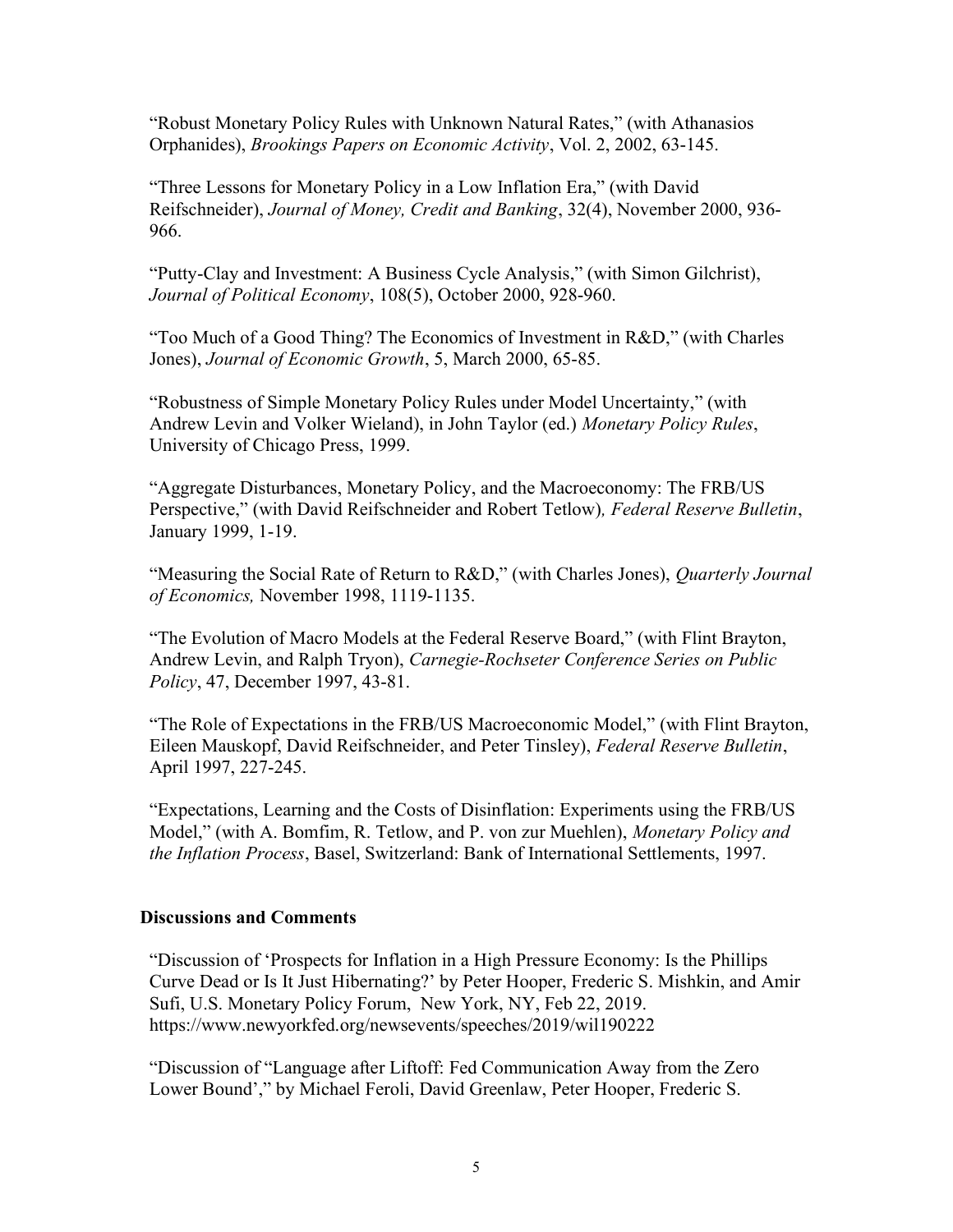"Robust Monetary Policy Rules with Unknown Natural Rates," (with Athanasios Orphanides), *Brookings Papers on Economic Activity*, Vol. 2, 2002, 63-145.

"Three Lessons for Monetary Policy in a Low Inflation Era," (with David Reifschneider), *Journal of Money, Credit and Banking*, 32(4), November 2000, 936-966.

"Putty-Clay and Investment: A Business Cycle Analysis," (with Simon Gilchrist), *Journal of Political Economy*, 108(5), October 2000, 928-960.

"Too Much of a Good Thing? The Economics of Investment in R&D," (with Charles Jones), *Journal of Economic Growth*, 5, March 2000, 65-85.

"Robustness of Simple Monetary Policy Rules under Model Uncertainty," (with Andrew Levin and Volker Wieland), in John Taylor (ed.) *Monetary Policy Rules*, University of Chicago Press, 1999.

"Aggregate Disturbances, Monetary Policy, and the Macroeconomy: The FRB/US Perspective," (with David Reifschneider and Robert Tetlow)*, Federal Reserve Bulletin*, January 1999, 1-19.

"Measuring the Social Rate of Return to R&D," (with Charles Jones), *Quarterly Journal of Economics,* November 1998, 1119-1135.

"The Evolution of Macro Models at the Federal Reserve Board," (with Flint Brayton, Andrew Levin, and Ralph Tryon), *Carnegie-Rochseter Conference Series on Public Policy*, 47, December 1997, 43-81.

"The Role of Expectations in the FRB/US Macroeconomic Model," (with Flint Brayton, Eileen Mauskopf, David Reifschneider, and Peter Tinsley), *Federal Reserve Bulletin*, April 1997, 227-245.

"Expectations, Learning and the Costs of Disinflation: Experiments using the FRB/US Model," (with A. Bomfim, R. Tetlow, and P. von zur Muehlen), *Monetary Policy and the Inflation Process*, Basel, Switzerland: Bank of International Settlements, 1997.

## Discussions and Comments

"Discussion of 'Prospects for Inflation in a High Pressure Economy: Is the Phillips Curve Dead or Is It Just Hibernating?' by Peter Hooper, Frederic S. Mishkin, and Amir Sufi, U.S. Monetary Policy Forum, New York, NY, Feb 22, 2019. https://www.newyorkfed.org/newsevents/speeches/2019/wil190222

"Discussion of "Language after Liftoff: Fed Communication Away from the Zero Lower Bound'," by Michael Feroli, David Greenlaw, Peter Hooper, Frederic S.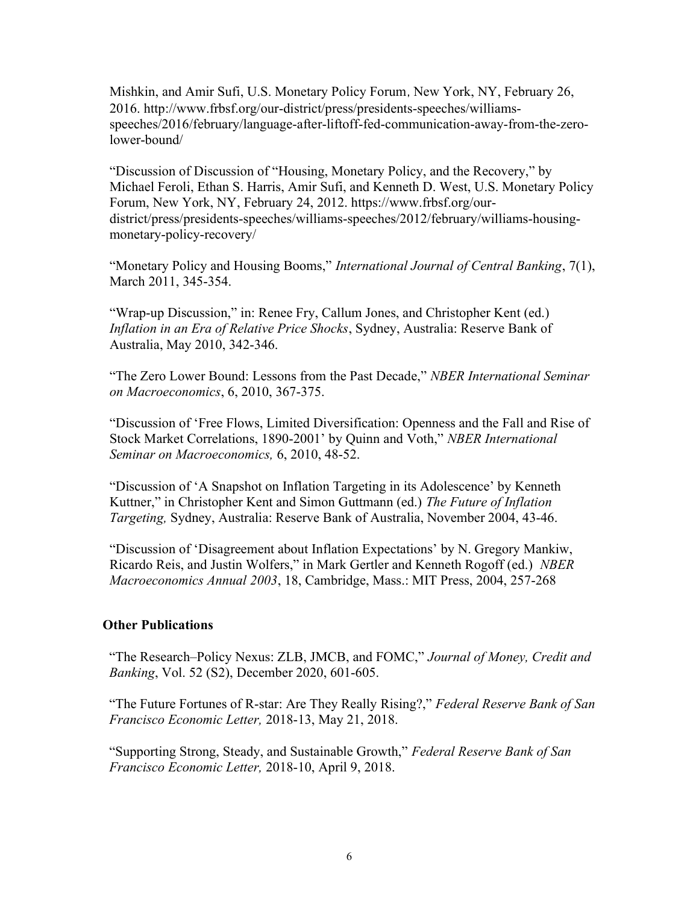Mishkin, and Amir Sufi, U.S. Monetary Policy Forum, New York, NY, February 26, 2016. http://www.frbsf.org/our-district/press/presidents-speeches/williams-speeches/2016/february/language-after-liftoff-fed-communication-away-from-the-zero-lower-bound/

"Discussion of Discussion of "Housing, Monetary Policy, and the Recovery," by Michael Feroli, Ethan S. Harris, Amir Sufi, and Kenneth D. West, U.S. Monetary Policy Forum, New York, NY, February 24, 2012. https://www.frbsf.org/our-district/press/presidents-speeches/williams-speeches/2012/february/williams-housing-monetary-policy-recovery/

"Monetary Policy and Housing Booms," *International Journal of Central Banking*, 7(1), March 2011, 345-354.

"Wrap-up Discussion," in: Renee Fry, Callum Jones, and Christopher Kent (ed.) *Inflation in an Era of Relative Price Shocks*, Sydney, Australia: Reserve Bank of Australia, May 2010, 342-346.

"The Zero Lower Bound: Lessons from the Past Decade," *NBER International Seminar on Macroeconomics*, 6, 2010, 367-375.

"Discussion of 'Free Flows, Limited Diversification: Openness and the Fall and Rise of Stock Market Correlations, 1890-2001' by Quinn and Voth," *NBER International Seminar on Macroeconomics,* 6, 2010, 48-52.

"Discussion of 'A Snapshot on Inflation Targeting in its Adolescence' by Kenneth Kuttner," in Christopher Kent and Simon Guttmann (ed.) *The Future of Inflation Targeting,* Sydney, Australia: Reserve Bank of Australia, November 2004, 43-46.

"Discussion of 'Disagreement about Inflation Expectations' by N. Gregory Mankiw, Ricardo Reis, and Justin Wolfers," in Mark Gertler and Kenneth Rogoff (ed.) *NBER Macroeconomics Annual 2003*, 18, Cambridge, Mass.: MIT Press, 2004, 257-268

## Other Publications

"The Research–Policy Nexus: ZLB, JMCB, and FOMC," *Journal of Money, Credit and Banking*, Vol. 52 (S2), December 2020, 601-605.

"The Future Fortunes of R-star: Are They Really Rising?," *Federal Reserve Bank of San Francisco Economic Letter,* 2018-13, May 21, 2018.

"Supporting Strong, Steady, and Sustainable Growth," *Federal Reserve Bank of San Francisco Economic Letter,* 2018-10, April 9, 2018.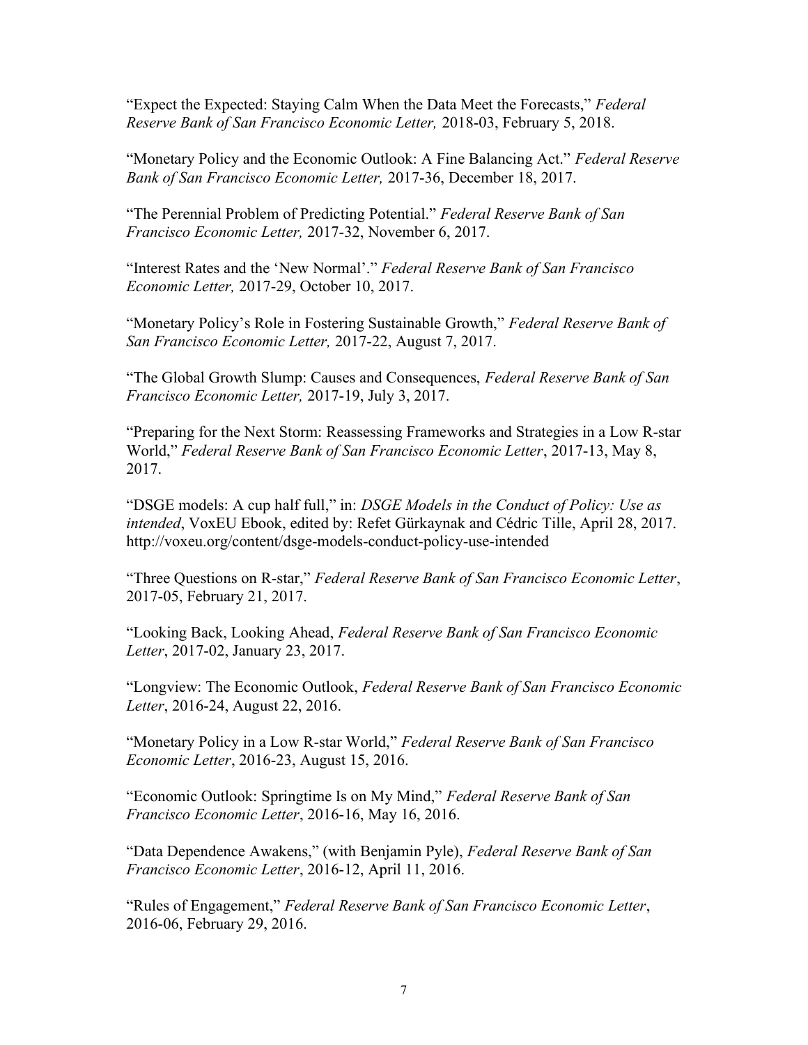"Expect the Expected: Staying Calm When the Data Meet the Forecasts," *Federal Reserve Bank of San Francisco Economic Letter,* 2018-03, February 5, 2018.

"Monetary Policy and the Economic Outlook: A Fine Balancing Act." *Federal Reserve Bank of San Francisco Economic Letter,* 2017-36, December 18, 2017.

"The Perennial Problem of Predicting Potential." *Federal Reserve Bank of San Francisco Economic Letter,* 2017-32, November 6, 2017.

"Interest Rates and the 'New Normal'." *Federal Reserve Bank of San Francisco Economic Letter,* 2017-29, October 10, 2017.

"Monetary Policy's Role in Fostering Sustainable Growth," *Federal Reserve Bank of San Francisco Economic Letter,* 2017-22, August 7, 2017.

"The Global Growth Slump: Causes and Consequences, *Federal Reserve Bank of San Francisco Economic Letter,* 2017-19, July 3, 2017.

"Preparing for the Next Storm: Reassessing Frameworks and Strategies in a Low R-star World," *Federal Reserve Bank of San Francisco Economic Letter*, 2017-13, May 8, 2017.

"DSGE models: A cup half full," in: *DSGE Models in the Conduct of Policy: Use as intended*, VoxEU Ebook, edited by: Refet Gürkaynak and Cédric Tille, April 28, 2017. http://voxeu.org/content/dsge-models-conduct-policy-use-intended

"Three Questions on R-star," *Federal Reserve Bank of San Francisco Economic Letter*, 2017-05, February 21, 2017.

"Looking Back, Looking Ahead, *Federal Reserve Bank of San Francisco Economic Letter*, 2017-02, January 23, 2017.

"Longview: The Economic Outlook, *Federal Reserve Bank of San Francisco Economic Letter*, 2016-24, August 22, 2016.

"Monetary Policy in a Low R-star World," *Federal Reserve Bank of San Francisco Economic Letter*, 2016-23, August 15, 2016.

"Economic Outlook: Springtime Is on My Mind," *Federal Reserve Bank of San Francisco Economic Letter*, 2016-16, May 16, 2016.

"Data Dependence Awakens," (with Benjamin Pyle), *Federal Reserve Bank of San Francisco Economic Letter*, 2016-12, April 11, 2016.

"Rules of Engagement," *Federal Reserve Bank of San Francisco Economic Letter*, 2016-06, February 29, 2016.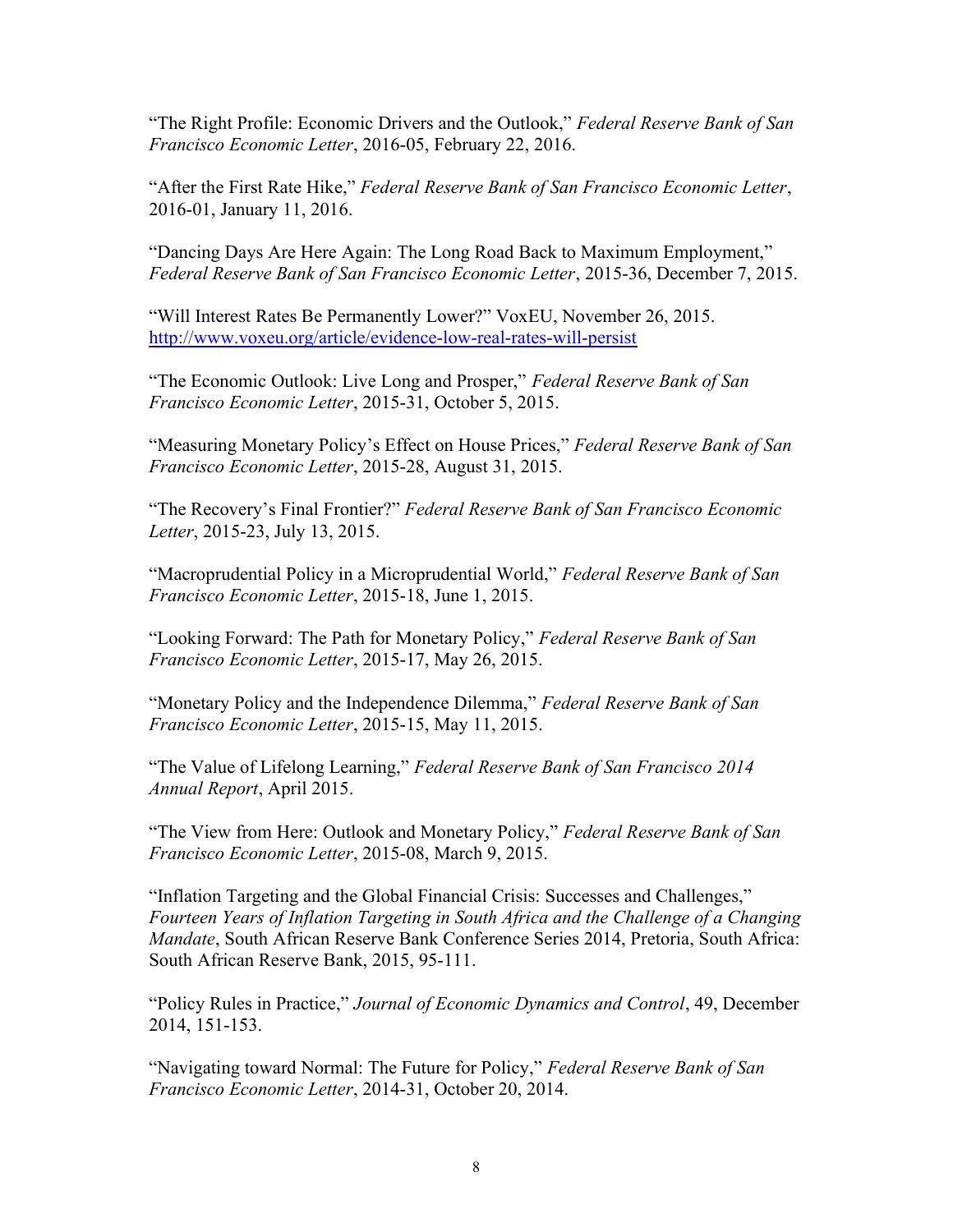"The Right Profile: Economic Drivers and the Outlook," *Federal Reserve Bank of San Francisco Economic Letter*, 2016-05, February 22, 2016.

"After the First Rate Hike," *Federal Reserve Bank of San Francisco Economic Letter*, 2016-01, January 11, 2016.

"Dancing Days Are Here Again: The Long Road Back to Maximum Employment," *Federal Reserve Bank of San Francisco Economic Letter*, 2015-36, December 7, 2015.

"Will Interest Rates Be Permanently Lower?" VoxEU, November 26, 2015. http://www.voxeu.org/article/evidence-low-real-rates-will-persist

"The Economic Outlook: Live Long and Prosper," *Federal Reserve Bank of San Francisco Economic Letter*, 2015-31, October 5, 2015.

"Measuring Monetary Policy's Effect on House Prices," *Federal Reserve Bank of San Francisco Economic Letter*, 2015-28, August 31, 2015.

"The Recovery's Final Frontier?" *Federal Reserve Bank of San Francisco Economic Letter*, 2015-23, July 13, 2015.

"Macroprudential Policy in a Microprudential World," *Federal Reserve Bank of San Francisco Economic Letter*, 2015-18, June 1, 2015.

"Looking Forward: The Path for Monetary Policy," *Federal Reserve Bank of San Francisco Economic Letter*, 2015-17, May 26, 2015.

"Monetary Policy and the Independence Dilemma," *Federal Reserve Bank of San Francisco Economic Letter*, 2015-15, May 11, 2015.

"The Value of Lifelong Learning," *Federal Reserve Bank of San Francisco 2014 Annual Report*, April 2015.

"The View from Here: Outlook and Monetary Policy," *Federal Reserve Bank of San Francisco Economic Letter*, 2015-08, March 9, 2015.

"Inflation Targeting and the Global Financial Crisis: Successes and Challenges," *Fourteen Years of Inflation Targeting in South Africa and the Challenge of a Changing Mandate*, South African Reserve Bank Conference Series 2014, Pretoria, South Africa: South African Reserve Bank, 2015, 95-111.

"Policy Rules in Practice," *Journal of Economic Dynamics and Control*, 49, December 2014, 151-153.

"Navigating toward Normal: The Future for Policy," *Federal Reserve Bank of San Francisco Economic Letter*, 2014-31, October 20, 2014.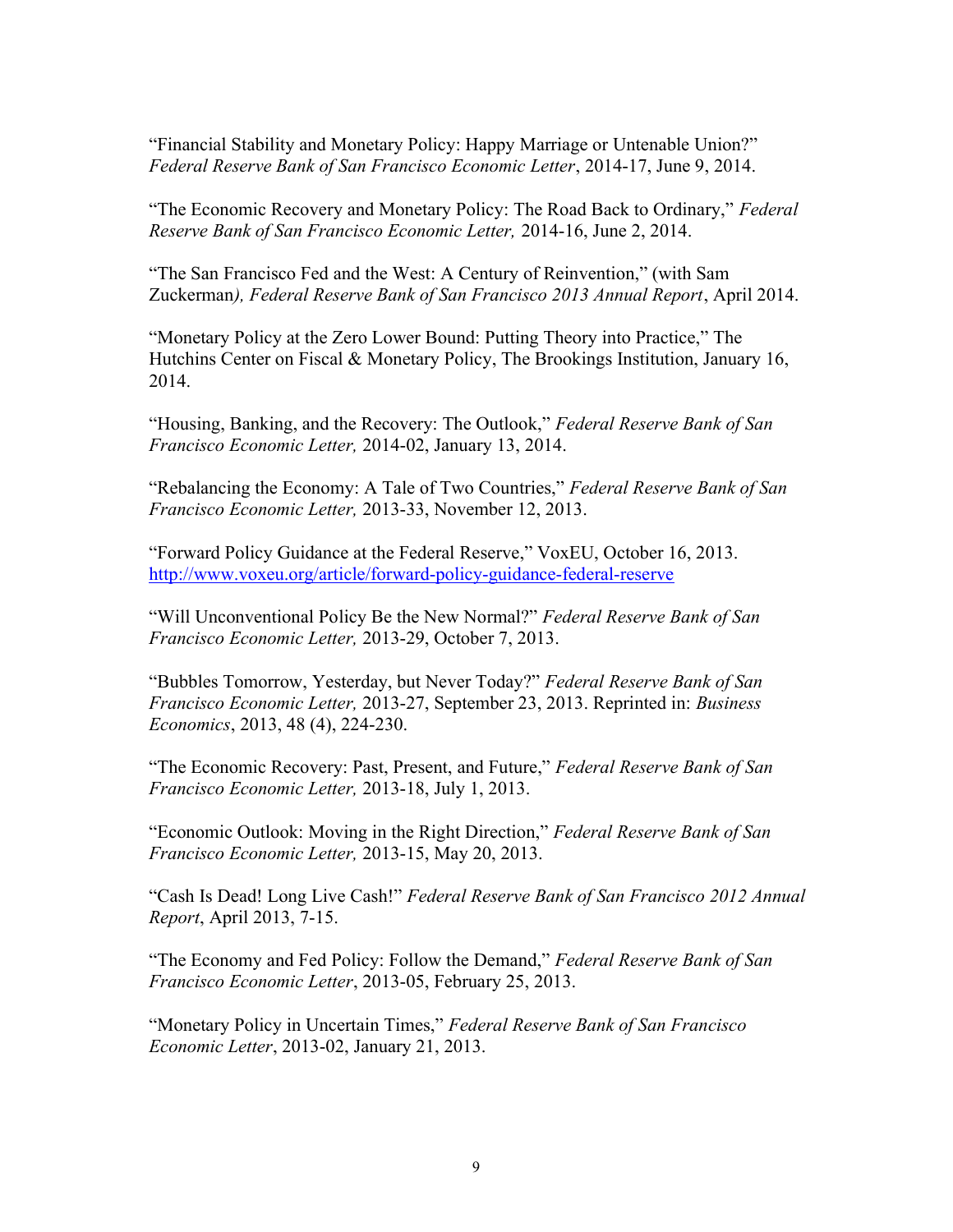"Financial Stability and Monetary Policy: Happy Marriage or Untenable Union?" *Federal Reserve Bank of San Francisco Economic Letter*, 2014-17, June 9, 2014.

"The Economic Recovery and Monetary Policy: The Road Back to Ordinary," *Federal Reserve Bank of San Francisco Economic Letter,* 2014-16, June 2, 2014.

"The San Francisco Fed and the West: A Century of Reinvention," (with Sam Zuckerman*), Federal Reserve Bank of San Francisco 2013 Annual Report*, April 2014.

"Monetary Policy at the Zero Lower Bound: Putting Theory into Practice," The Hutchins Center on Fiscal & Monetary Policy, The Brookings Institution, January 16, 2014.

"Housing, Banking, and the Recovery: The Outlook," *Federal Reserve Bank of San Francisco Economic Letter,* 2014-02, January 13, 2014.

"Rebalancing the Economy: A Tale of Two Countries," *Federal Reserve Bank of San Francisco Economic Letter,* 2013-33, November 12, 2013.

"Forward Policy Guidance at the Federal Reserve," VoxEU, October 16, 2013. http://www.voxeu.org/article/forward-policy-guidance-federal-reserve

"Will Unconventional Policy Be the New Normal?" *Federal Reserve Bank of San Francisco Economic Letter,* 2013-29, October 7, 2013.

"Bubbles Tomorrow, Yesterday, but Never Today?" *Federal Reserve Bank of San Francisco Economic Letter,* 2013-27, September 23, 2013. Reprinted in: *Business Economics*, 2013, 48 (4), 224-230.

"The Economic Recovery: Past, Present, and Future," *Federal Reserve Bank of San Francisco Economic Letter,* 2013-18, July 1, 2013.

"Economic Outlook: Moving in the Right Direction," *Federal Reserve Bank of San Francisco Economic Letter,* 2013-15, May 20, 2013.

"Cash Is Dead! Long Live Cash!" *Federal Reserve Bank of San Francisco 2012 Annual Report*, April 2013, 7-15.

"The Economy and Fed Policy: Follow the Demand," *Federal Reserve Bank of San Francisco Economic Letter*, 2013-05, February 25, 2013.

"Monetary Policy in Uncertain Times," *Federal Reserve Bank of San Francisco Economic Letter*, 2013-02, January 21, 2013.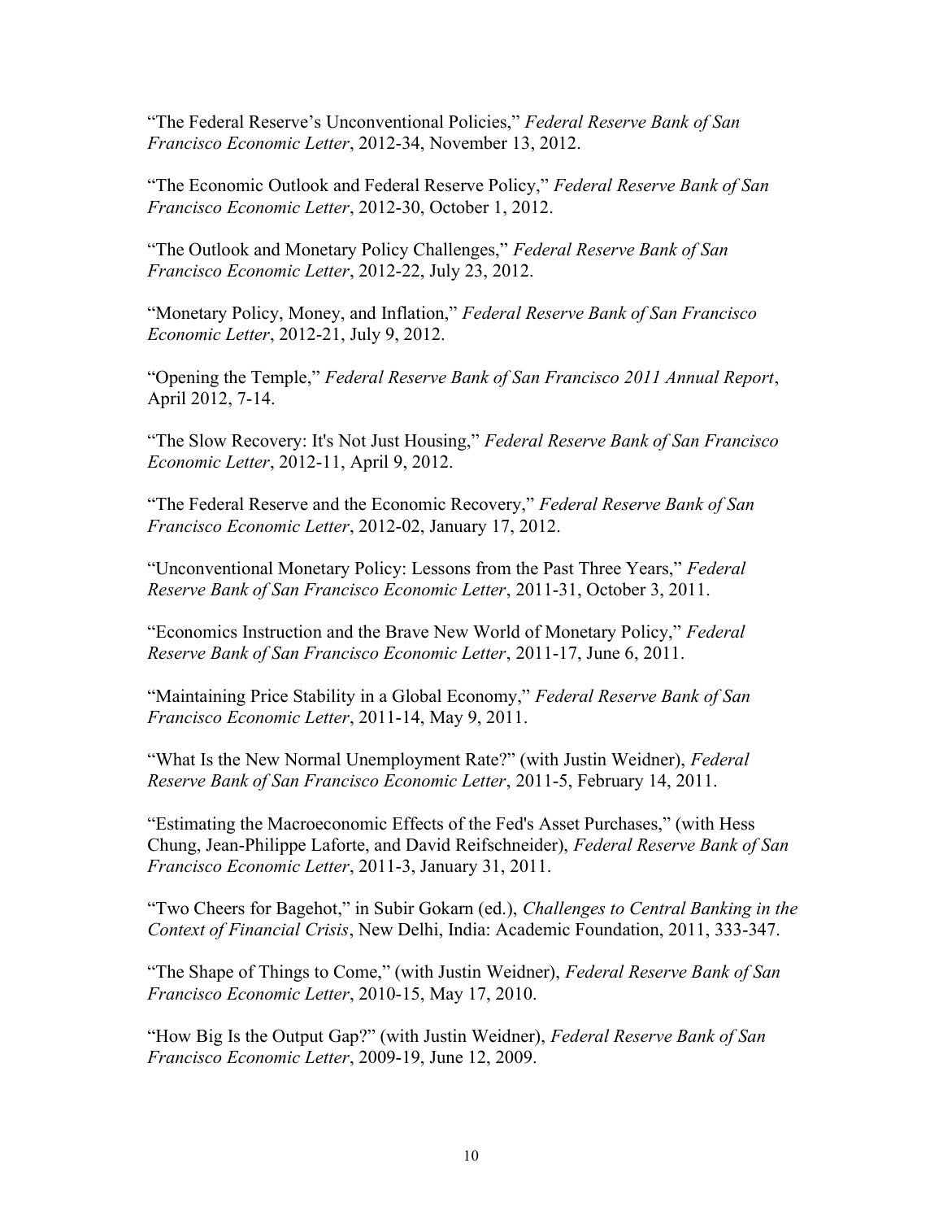"The Federal Reserve's Unconventional Policies," *Federal Reserve Bank of San Francisco Economic Letter*, 2012-34, November 13, 2012.

"The Economic Outlook and Federal Reserve Policy," *Federal Reserve Bank of San Francisco Economic Letter*, 2012-30, October 1, 2012.

"The Outlook and Monetary Policy Challenges," *Federal Reserve Bank of San Francisco Economic Letter*, 2012-22, July 23, 2012.

"Monetary Policy, Money, and Inflation," *Federal Reserve Bank of San Francisco Economic Letter*, 2012-21, July 9, 2012.

"Opening the Temple," *Federal Reserve Bank of San Francisco 2011 Annual Report*, April 2012, 7-14.

"The Slow Recovery: It's Not Just Housing," *Federal Reserve Bank of San Francisco Economic Letter*, 2012-11, April 9, 2012.

"The Federal Reserve and the Economic Recovery," *Federal Reserve Bank of San Francisco Economic Letter*, 2012-02, January 17, 2012.

"Unconventional Monetary Policy: Lessons from the Past Three Years," *Federal Reserve Bank of San Francisco Economic Letter*, 2011-31, October 3, 2011.

"Economics Instruction and the Brave New World of Monetary Policy," *Federal Reserve Bank of San Francisco Economic Letter*, 2011-17, June 6, 2011.

"Maintaining Price Stability in a Global Economy," *Federal Reserve Bank of San Francisco Economic Letter*, 2011-14, May 9, 2011.

"What Is the New Normal Unemployment Rate?" (with Justin Weidner), *Federal Reserve Bank of San Francisco Economic Letter*, 2011-5, February 14, 2011.

"Estimating the Macroeconomic Effects of the Fed's Asset Purchases," (with Hess Chung, Jean-Philippe Laforte, and David Reifschneider), *Federal Reserve Bank of San Francisco Economic Letter*, 2011-3, January 31, 2011.

"Two Cheers for Bagehot," in Subir Gokarn (ed.), *Challenges to Central Banking in the Context of Financial Crisis*, New Delhi, India: Academic Foundation, 2011, 333-347.

"The Shape of Things to Come," (with Justin Weidner), *Federal Reserve Bank of San Francisco Economic Letter*, 2010-15, May 17, 2010.

"How Big Is the Output Gap?" (with Justin Weidner), *Federal Reserve Bank of San Francisco Economic Letter*, 2009-19, June 12, 2009.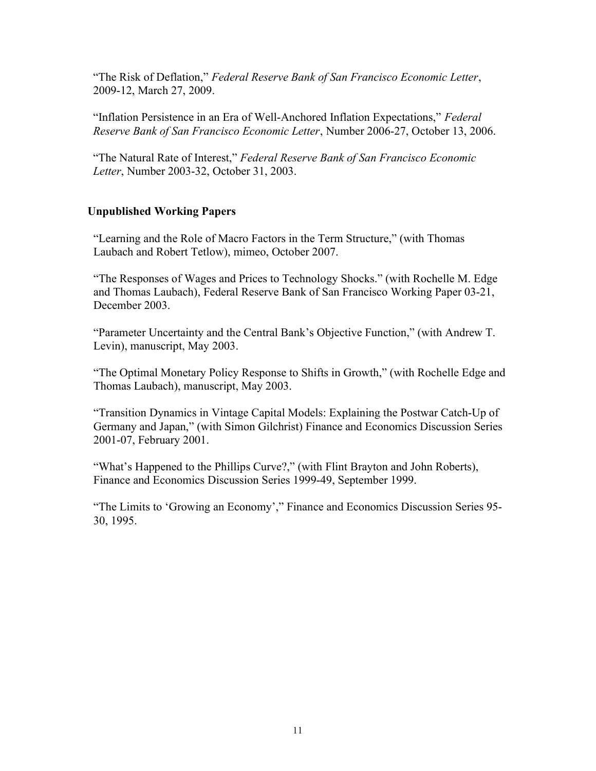"The Risk of Deflation," *Federal Reserve Bank of San Francisco Economic Letter*, 2009-12, March 27, 2009.

"Inflation Persistence in an Era of Well-Anchored Inflation Expectations," *Federal Reserve Bank of San Francisco Economic Letter*, Number 2006-27, October 13, 2006.

"The Natural Rate of Interest," *Federal Reserve Bank of San Francisco Economic Letter*, Number 2003-32, October 31, 2003.

## Unpublished Working Papers

"Learning and the Role of Macro Factors in the Term Structure," (with Thomas Laubach and Robert Tetlow), mimeo, October 2007.

"The Responses of Wages and Prices to Technology Shocks." (with Rochelle M. Edge and Thomas Laubach), Federal Reserve Bank of San Francisco Working Paper 03-21, December 2003.

"Parameter Uncertainty and the Central Bank's Objective Function," (with Andrew T. Levin), manuscript, May 2003.

"The Optimal Monetary Policy Response to Shifts in Growth," (with Rochelle Edge and Thomas Laubach), manuscript, May 2003.

"Transition Dynamics in Vintage Capital Models: Explaining the Postwar Catch-Up of Germany and Japan," (with Simon Gilchrist) Finance and Economics Discussion Series 2001-07, February 2001.

"What's Happened to the Phillips Curve?," (with Flint Brayton and John Roberts), Finance and Economics Discussion Series 1999-49, September 1999.

"The Limits to 'Growing an Economy'," Finance and Economics Discussion Series 95-30, 1995.